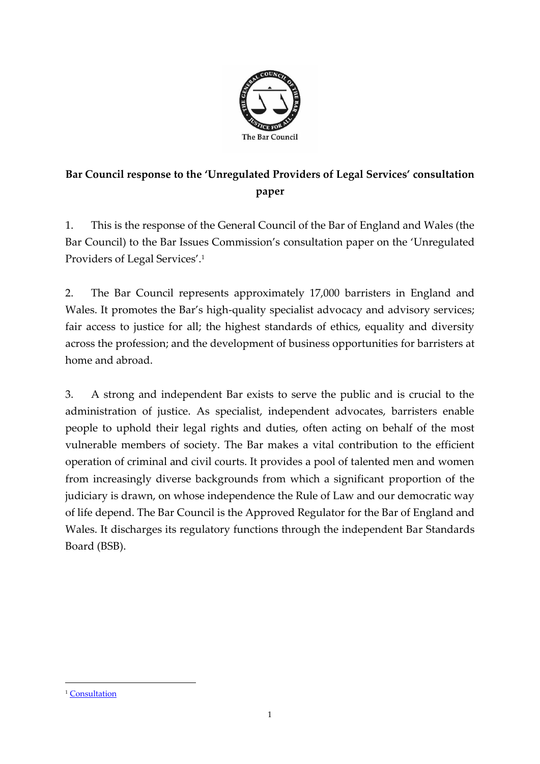**Bar Council response to the 'Unregulated Providers of Legal Services' consultation paper**

1. This is the response of the General Council of the Bar of England and Wales (the Bar Council) to the Bar Issues Commission's consultation paper on the 'Unregulated Providers of Legal Services'.[1]

2. The Bar Council represents approximately 17,000 barristers in England and Wales. It promotes the Bar's high-quality specialist advocacy and advisory services; fair access to justice for all; the highest standards of ethics, equality and diversity across the profession; and the development of business opportunities for barristers at home and abroad.

3. A strong and independent Bar exists to serve the public and is crucial to the administration of justice. As specialist, independent advocates, barristers enable people to uphold their legal rights and duties, often acting on behalf of the most vulnerable members of society. The Bar makes a vital contribution to the efficient operation of criminal and civil courts. It provides a pool of talented men and women from increasingly diverse backgrounds from which a significant proportion of the judiciary is drawn, on whose independence the Rule of Law and our democratic way of life depend. The Bar Council is the Approved Regulator for the Bar of England and Wales. It discharges its regulatory functions through the independent Bar Standards Board (BSB).

---

[1] Consultation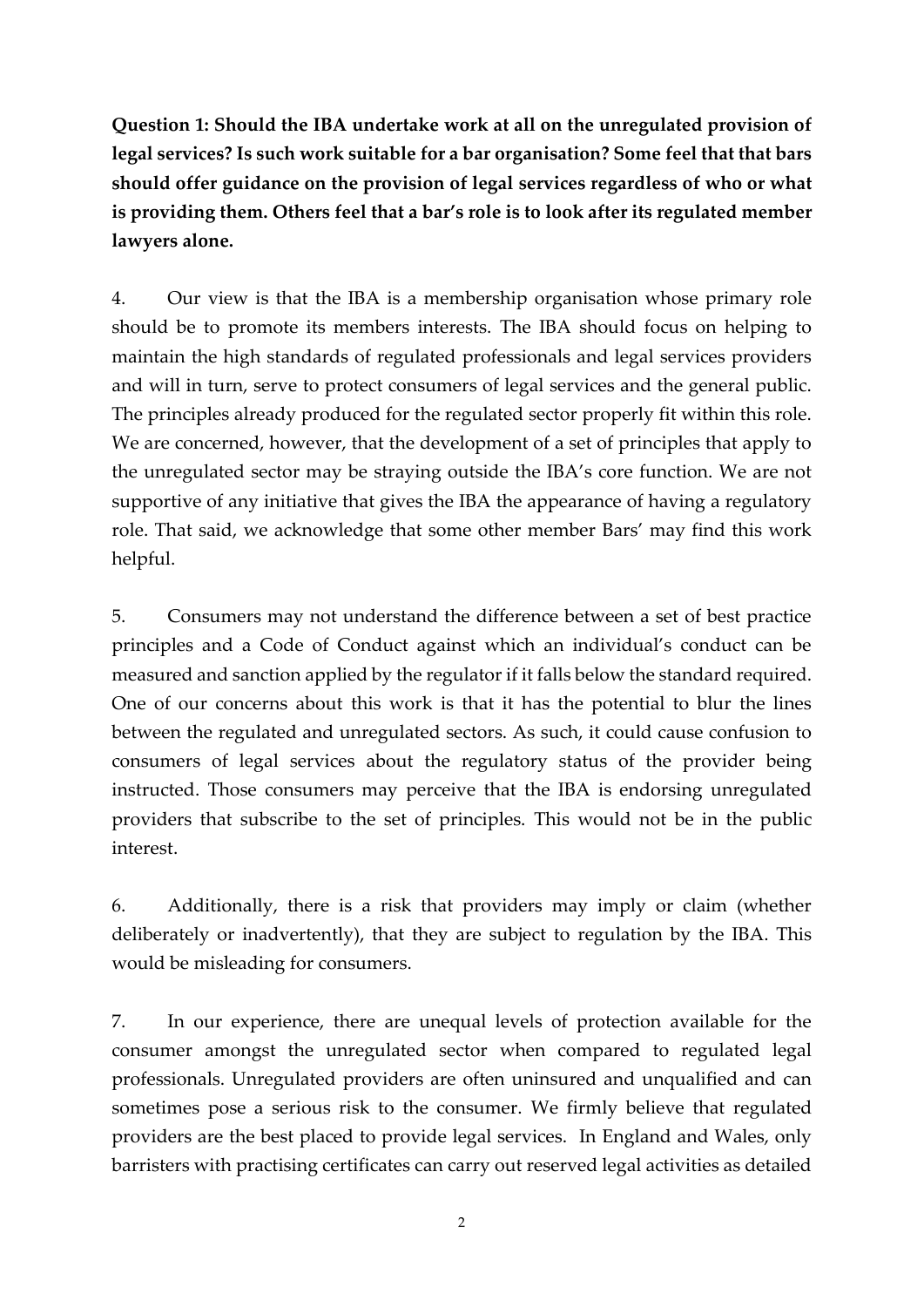**Question 1: Should the IBA undertake work at all on the unregulated provision of legal services? Is such work suitable for a bar organisation? Some feel that that bars should offer guidance on the provision of legal services regardless of who or what is providing them. Others feel that a bar's role is to look after its regulated member lawyers alone.**

4. Our view is that the IBA is a membership organisation whose primary role should be to promote its members interests. The IBA should focus on helping to maintain the high standards of regulated professionals and legal services providers and will in turn, serve to protect consumers of legal services and the general public. The principles already produced for the regulated sector properly fit within this role. We are concerned, however, that the development of a set of principles that apply to the unregulated sector may be straying outside the IBA's core function. We are not supportive of any initiative that gives the IBA the appearance of having a regulatory role. That said, we acknowledge that some other member Bars' may find this work helpful.

5. Consumers may not understand the difference between a set of best practice principles and a Code of Conduct against which an individual's conduct can be measured and sanction applied by the regulator if it falls below the standard required. One of our concerns about this work is that it has the potential to blur the lines between the regulated and unregulated sectors. As such, it could cause confusion to consumers of legal services about the regulatory status of the provider being instructed. Those consumers may perceive that the IBA is endorsing unregulated providers that subscribe to the set of principles. This would not be in the public interest.

6. Additionally, there is a risk that providers may imply or claim (whether deliberately or inadvertently), that they are subject to regulation by the IBA. This would be misleading for consumers.

7. In our experience, there are unequal levels of protection available for the consumer amongst the unregulated sector when compared to regulated legal professionals. Unregulated providers are often uninsured and unqualified and can sometimes pose a serious risk to the consumer. We firmly believe that regulated providers are the best placed to provide legal services. In England and Wales, only barristers with practising certificates can carry out reserved legal activities as detailed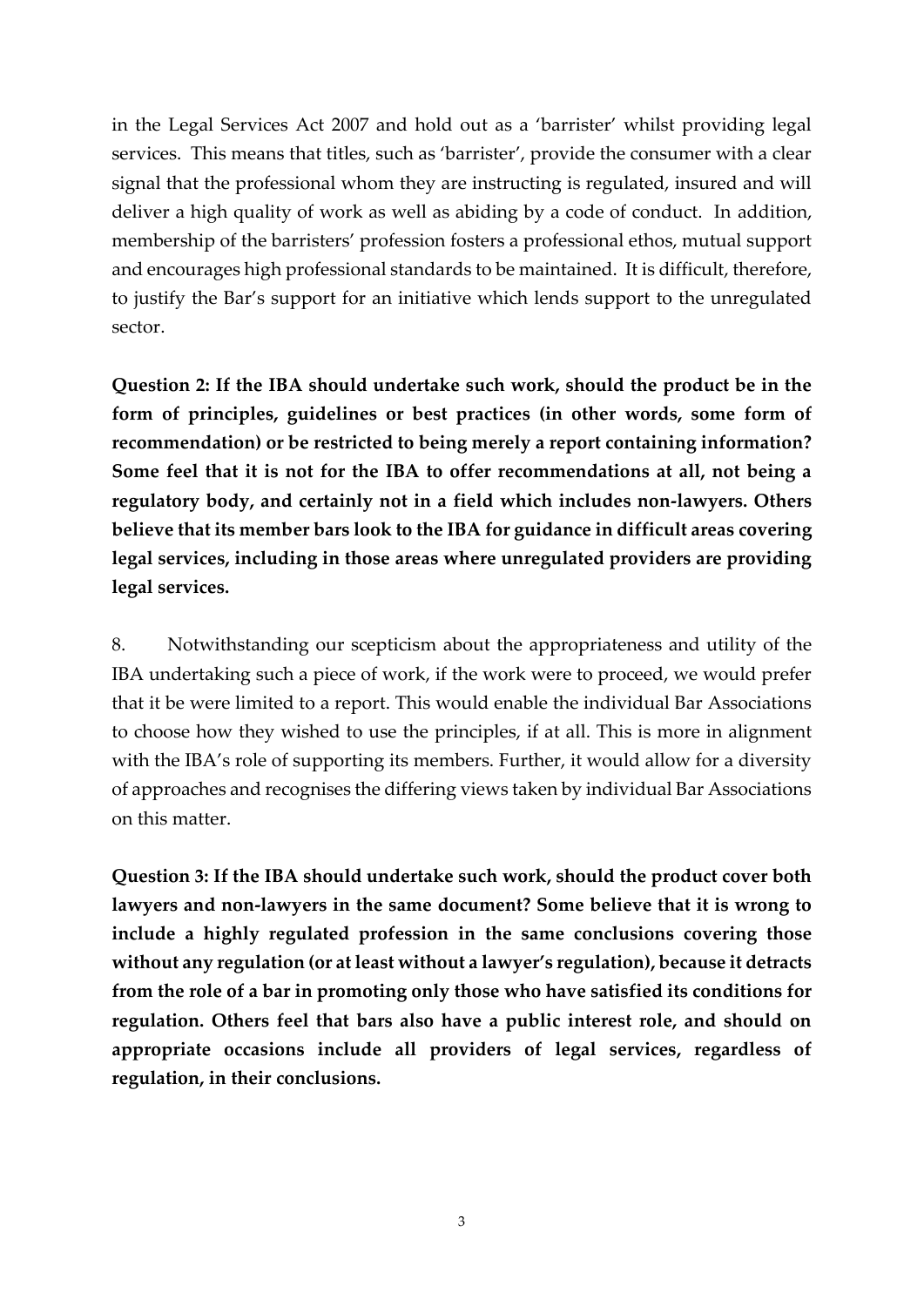in the Legal Services Act 2007 and hold out as a 'barrister' whilst providing legal services. This means that titles, such as 'barrister', provide the consumer with a clear signal that the professional whom they are instructing is regulated, insured and will deliver a high quality of work as well as abiding by a code of conduct. In addition, membership of the barristers' profession fosters a professional ethos, mutual support and encourages high professional standards to be maintained. It is difficult, therefore, to justify the Bar's support for an initiative which lends support to the unregulated sector.

**Question 2: If the IBA should undertake such work, should the product be in the form of principles, guidelines or best practices (in other words, some form of recommendation) or be restricted to being merely a report containing information? Some feel that it is not for the IBA to offer recommendations at all, not being a regulatory body, and certainly not in a field which includes non-lawyers. Others believe that its member bars look to the IBA for guidance in difficult areas covering legal services, including in those areas where unregulated providers are providing legal services.**

8. Notwithstanding our scepticism about the appropriateness and utility of the IBA undertaking such a piece of work, if the work were to proceed, we would prefer that it be were limited to a report. This would enable the individual Bar Associations to choose how they wished to use the principles, if at all. This is more in alignment with the IBA's role of supporting its members. Further, it would allow for a diversity of approaches and recognises the differing views taken by individual Bar Associations on this matter.

**Question 3: If the IBA should undertake such work, should the product cover both lawyers and non-lawyers in the same document? Some believe that it is wrong to include a highly regulated profession in the same conclusions covering those without any regulation (or at least without a lawyer's regulation), because it detracts from the role of a bar in promoting only those who have satisfied its conditions for regulation. Others feel that bars also have a public interest role, and should on appropriate occasions include all providers of legal services, regardless of regulation, in their conclusions.**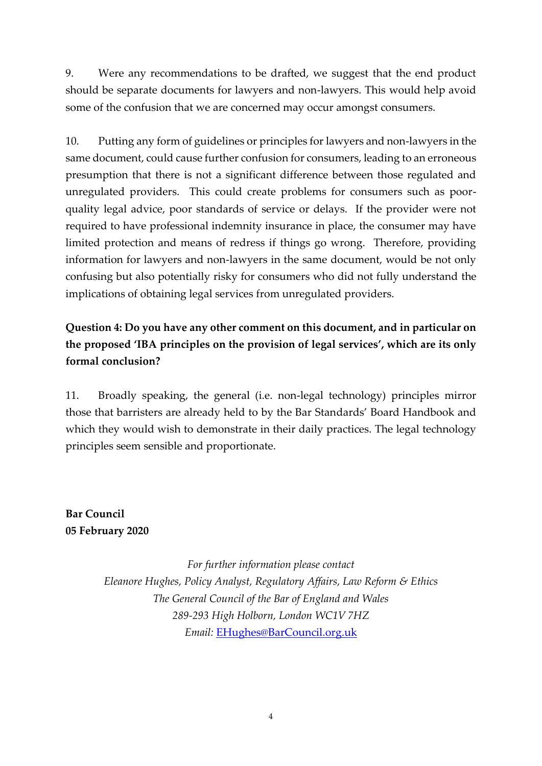9. Were any recommendations to be drafted, we suggest that the end product should be separate documents for lawyers and non-lawyers. This would help avoid some of the confusion that we are concerned may occur amongst consumers.

10. Putting any form of guidelines or principles for lawyers and non-lawyers in the same document, could cause further confusion for consumers, leading to an erroneous presumption that there is not a significant difference between those regulated and unregulated providers. This could create problems for consumers such as poor-quality legal advice, poor standards of service or delays. If the provider were not required to have professional indemnity insurance in place, the consumer may have limited protection and means of redress if things go wrong. Therefore, providing information for lawyers and non-lawyers in the same document, would be not only confusing but also potentially risky for consumers who did not fully understand the implications of obtaining legal services from unregulated providers.

**Question 4: Do you have any other comment on this document, and in particular on the proposed 'IBA principles on the provision of legal services', which are its only formal conclusion?**

11. Broadly speaking, the general (i.e. non-legal technology) principles mirror those that barristers are already held to by the Bar Standards' Board Handbook and which they would wish to demonstrate in their daily practices. The legal technology principles seem sensible and proportionate.

**Bar Council**
**05 February 2020**

*For further information please contact*
*Eleanore Hughes, Policy Analyst, Regulatory Affairs, Law Reform & Ethics*
*The General Council of the Bar of England and Wales*
*289-293 High Holborn, London WC1V 7HZ*
*Email:* EHughes@BarCouncil.org.uk